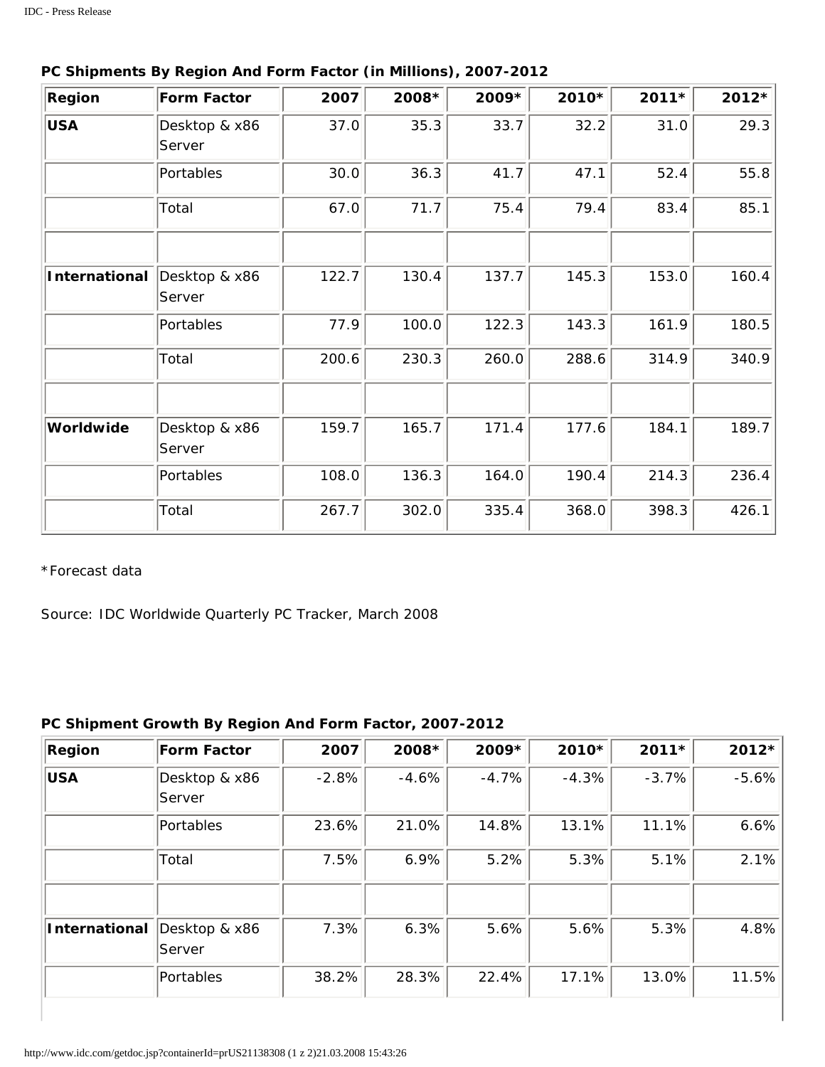**PC Shipments By Region And Form Factor (in Millions), 2007-2012**

| Region | Form Factor | 2007 | 2008* | 2009* | 2010* | 2011* | 2012* |
|---|---|---|---|---|---|---|---|
| **USA** | Desktop & x86 Server | 37.0 | 35.3 | 33.7 | 32.2 | 31.0 | 29.3 |
| | Portables | 30.0 | 36.3 | 41.7 | 47.1 | 52.4 | 55.8 |
| | Total | 67.0 | 71.7 | 75.4 | 79.4 | 83.4 | 85.1 |
| | | | | | | | |
| **International** | Desktop & x86 Server | 122.7 | 130.4 | 137.7 | 145.3 | 153.0 | 160.4 |
| | Portables | 77.9 | 100.0 | 122.3 | 143.3 | 161.9 | 180.5 |
| | Total | 200.6 | 230.3 | 260.0 | 288.6 | 314.9 | 340.9 |
| | | | | | | | |
| **Worldwide** | Desktop & x86 Server | 159.7 | 165.7 | 171.4 | 177.6 | 184.1 | 189.7 |
| | Portables | 108.0 | 136.3 | 164.0 | 190.4 | 214.3 | 236.4 |
| | Total | 267.7 | 302.0 | 335.4 | 368.0 | 398.3 | 426.1 |

*Forecast data

Source: IDC Worldwide Quarterly PC Tracker, March 2008

**PC Shipment Growth By Region And Form Factor, 2007-2012**

| Region | Form Factor | 2007 | 2008* | 2009* | 2010* | 2011* | 2012* |
|---|---|---|---|---|---|---|---|
| **USA** | Desktop & x86 Server | -2.8% | -4.6% | -4.7% | -4.3% | -3.7% | -5.6% |
| | Portables | 23.6% | 21.0% | 14.8% | 13.1% | 11.1% | 6.6% |
| | Total | 7.5% | 6.9% | 5.2% | 5.3% | 5.1% | 2.1% |
| | | | | | | | |
| **International** | Desktop & x86 Server | 7.3% | 6.3% | 5.6% | 5.6% | 5.3% | 4.8% |
| | Portables | 38.2% | 28.3% | 22.4% | 17.1% | 13.0% | 11.5% |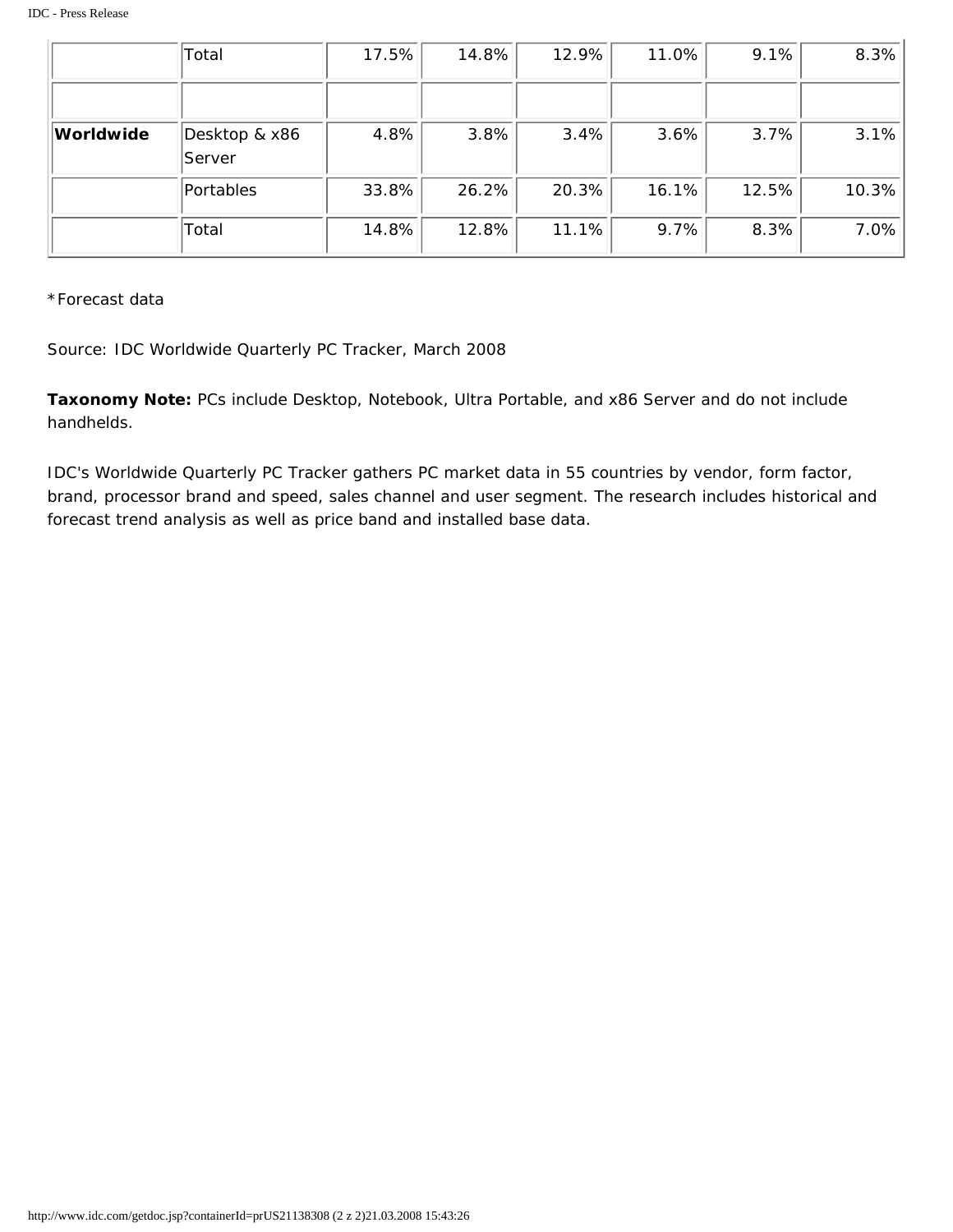| | | | | | | | |
|---|---|---|---|---|---|---|---|
| | Total | 17.5% | 14.8% | 12.9% | 11.0% | 9.1% | 8.3% |
| | | | | | | | |
| **Worldwide** | Desktop & x86 Server | 4.8% | 3.8% | 3.4% | 3.6% | 3.7% | 3.1% |
| | Portables | 33.8% | 26.2% | 20.3% | 16.1% | 12.5% | 10.3% |
| | Total | 14.8% | 12.8% | 11.1% | 9.7% | 8.3% | 7.0% |

*Forecast data

Source: IDC Worldwide Quarterly PC Tracker, March 2008

**Taxonomy Note:** PCs include Desktop, Notebook, Ultra Portable, and x86 Server and do not include handhelds.

IDC's Worldwide Quarterly PC Tracker gathers PC market data in 55 countries by vendor, form factor, brand, processor brand and speed, sales channel and user segment. The research includes historical and forecast trend analysis as well as price band and installed base data.